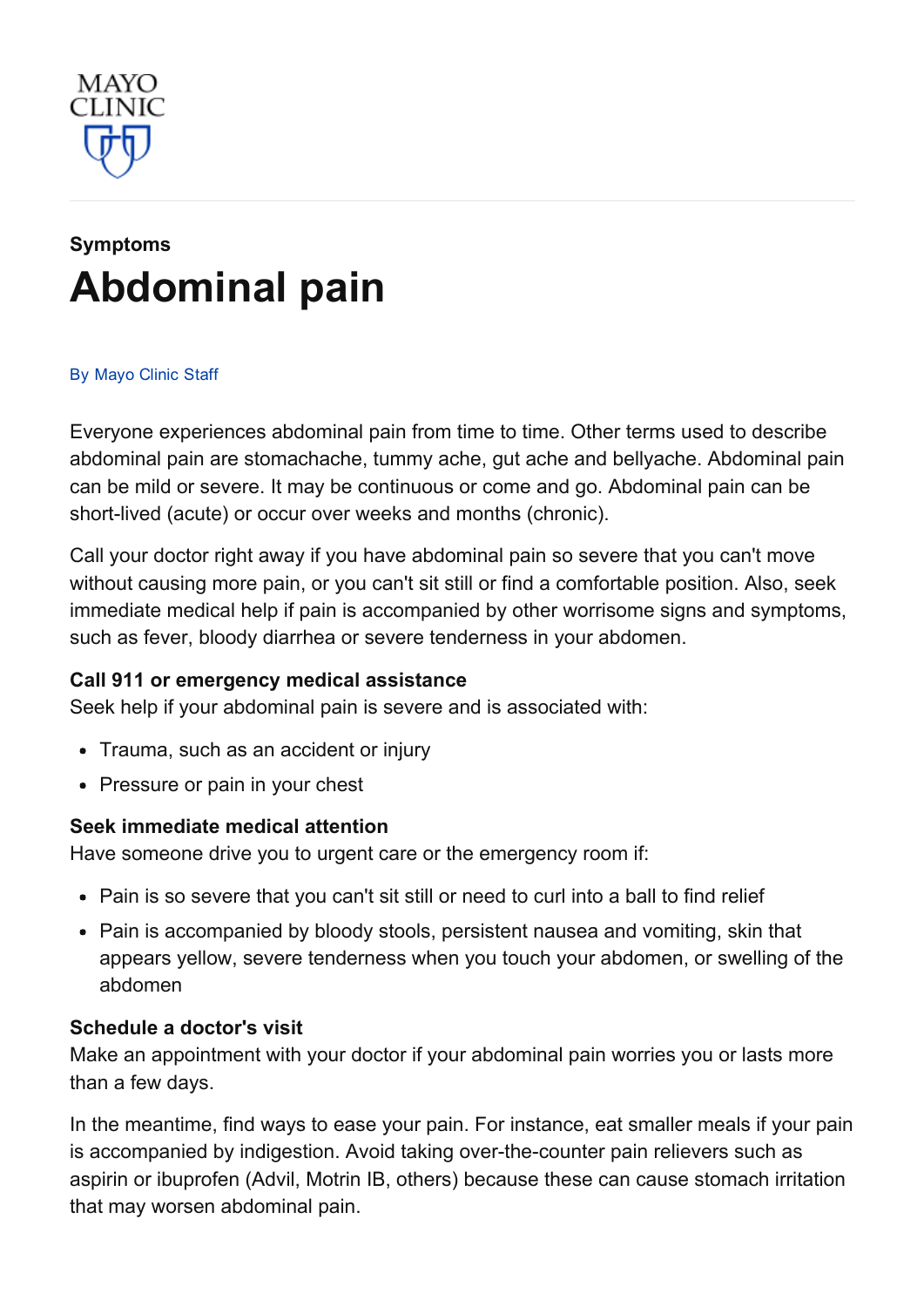MAYO CLINIC

**Symptoms**

# Abdominal pain

By Mayo Clinic Staff

Everyone experiences abdominal pain from time to time. Other terms used to describe abdominal pain are stomachache, tummy ache, gut ache and bellyache. Abdominal pain can be mild or severe. It may be continuous or come and go. Abdominal pain can be short-lived (acute) or occur over weeks and months (chronic).

Call your doctor right away if you have abdominal pain so severe that you can't move without causing more pain, or you can't sit still or find a comfortable position. Also, seek immediate medical help if pain is accompanied by other worrisome signs and symptoms, such as fever, bloody diarrhea or severe tenderness in your abdomen.

**Call 911 or emergency medical assistance**

Seek help if your abdominal pain is severe and is associated with:

- Trauma, such as an accident or injury
- Pressure or pain in your chest

**Seek immediate medical attention**

Have someone drive you to urgent care or the emergency room if:

- Pain is so severe that you can't sit still or need to curl into a ball to find relief
- Pain is accompanied by bloody stools, persistent nausea and vomiting, skin that appears yellow, severe tenderness when you touch your abdomen, or swelling of the abdomen

**Schedule a doctor's visit**

Make an appointment with your doctor if your abdominal pain worries you or lasts more than a few days.

In the meantime, find ways to ease your pain. For instance, eat smaller meals if your pain is accompanied by indigestion. Avoid taking over-the-counter pain relievers such as aspirin or ibuprofen (Advil, Motrin IB, others) because these can cause stomach irritation that may worsen abdominal pain.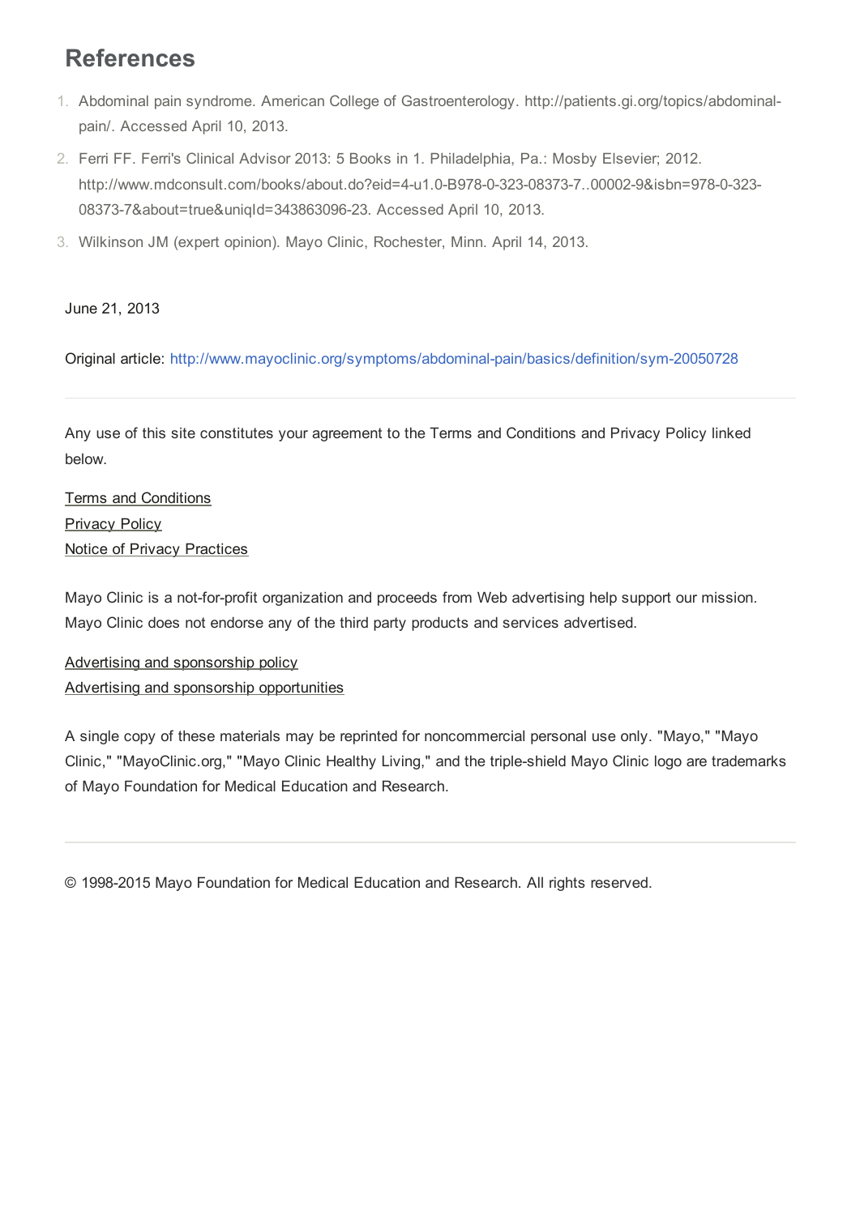## References

1. Abdominal pain syndrome. American College of Gastroenterology. http://patients.gi.org/topics/abdominal-pain/. Accessed April 10, 2013.
2. Ferri FF. Ferri's Clinical Advisor 2013: 5 Books in 1. Philadelphia, Pa.: Mosby Elsevier; 2012. http://www.mdconsult.com/books/about.do?eid=4-u1.0-B978-0-323-08373-7..00002-9&isbn=978-0-323-08373-7&about=true&uniqId=343863096-23. Accessed April 10, 2013.
3. Wilkinson JM (expert opinion). Mayo Clinic, Rochester, Minn. April 14, 2013.

June 21, 2013

Original article: http://www.mayoclinic.org/symptoms/abdominal-pain/basics/definition/sym-20050728

---

Any use of this site constitutes your agreement to the Terms and Conditions and Privacy Policy linked below.

Terms and Conditions
Privacy Policy
Notice of Privacy Practices

Mayo Clinic is a not-for-profit organization and proceeds from Web advertising help support our mission. Mayo Clinic does not endorse any of the third party products and services advertised.

Advertising and sponsorship policy
Advertising and sponsorship opportunities

A single copy of these materials may be reprinted for noncommercial personal use only. "Mayo," "Mayo Clinic," "MayoClinic.org," "Mayo Clinic Healthy Living," and the triple-shield Mayo Clinic logo are trademarks of Mayo Foundation for Medical Education and Research.

---

© 1998-2015 Mayo Foundation for Medical Education and Research. All rights reserved.